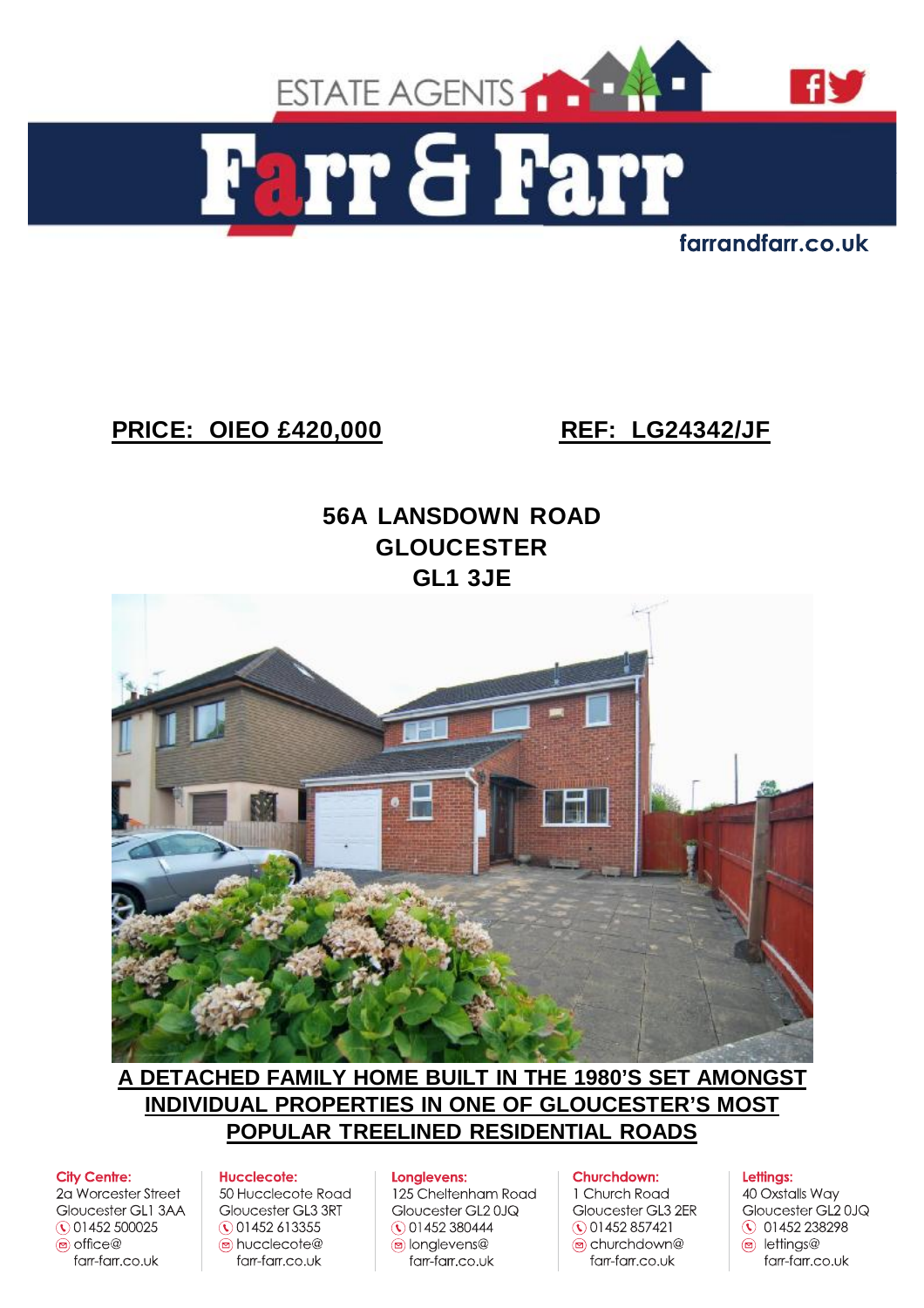ESTATE AGENTS

# Farr & Farr

farrandfarr.co.uk

**PRICE: OIEO £420,000** **REF: LG24342/JF**

## 56A LANSDOWN ROAD
## GLOUCESTER
## GL1 3JE

**A DETACHED FAMILY HOME BUILT IN THE 1980'S SET AMONGST INDIVIDUAL PROPERTIES IN ONE OF GLOUCESTER'S MOST POPULAR TREELINED RESIDENTIAL ROADS**

**City Centre:**
2a Worcester Street
Gloucester GL1 3AA
01452 500025
office@farr-farr.co.uk

**Hucclecote:**
50 Hucclecote Road
Gloucester GL3 3RT
01452 613355
hucclecote@farr-farr.co.uk

**Longlevens:**
125 Cheltenham Road
Gloucester GL2 0JQ
01452 380444
longlevens@farr-farr.co.uk

**Churchdown:**
1 Church Road
Gloucester GL3 2ER
01452 857421
churchdown@farr-farr.co.uk

**Lettings:**
40 Oxstalls Way
Gloucester GL2 0JQ
01452 238298
lettings@farr-farr.co.uk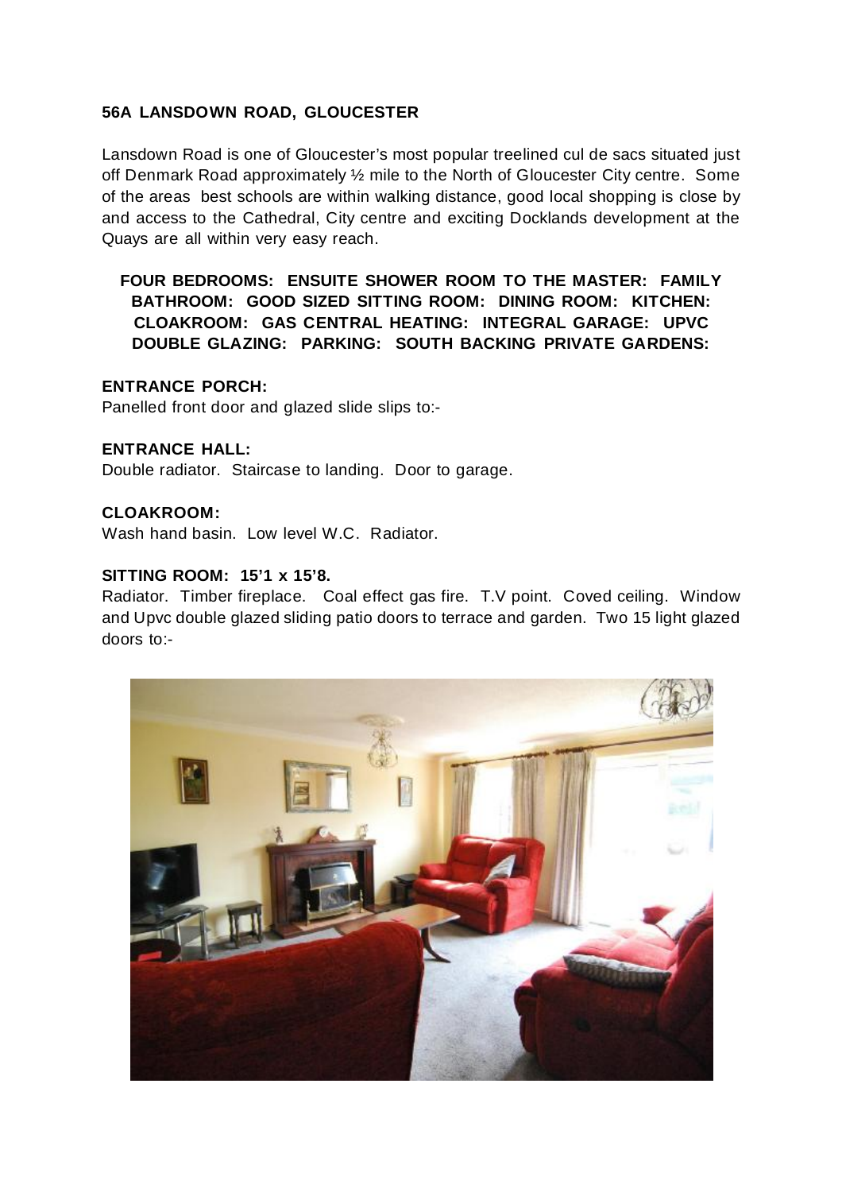**56A LANSDOWN ROAD, GLOUCESTER**

Lansdown Road is one of Gloucester's most popular treelined cul de sacs situated just off Denmark Road approximately ½ mile to the North of Gloucester City centre. Some of the areas best schools are within walking distance, good local shopping is close by and access to the Cathedral, City centre and exciting Docklands development at the Quays are all within very easy reach.

**FOUR BEDROOMS: ENSUITE SHOWER ROOM TO THE MASTER: FAMILY BATHROOM: GOOD SIZED SITTING ROOM: DINING ROOM: KITCHEN: CLOAKROOM: GAS CENTRAL HEATING: INTEGRAL GARAGE: UPVC DOUBLE GLAZING: PARKING: SOUTH BACKING PRIVATE GARDENS:**

**ENTRANCE PORCH:**
Panelled front door and glazed slide slips to:-

**ENTRANCE HALL:**
Double radiator. Staircase to landing. Door to garage.

**CLOAKROOM:**
Wash hand basin. Low level W.C. Radiator.

**SITTING ROOM: 15'1 x 15'8.**
Radiator. Timber fireplace. Coal effect gas fire. T.V point. Coved ceiling. Window and Upvc double glazed sliding patio doors to terrace and garden. Two 15 light glazed doors to:-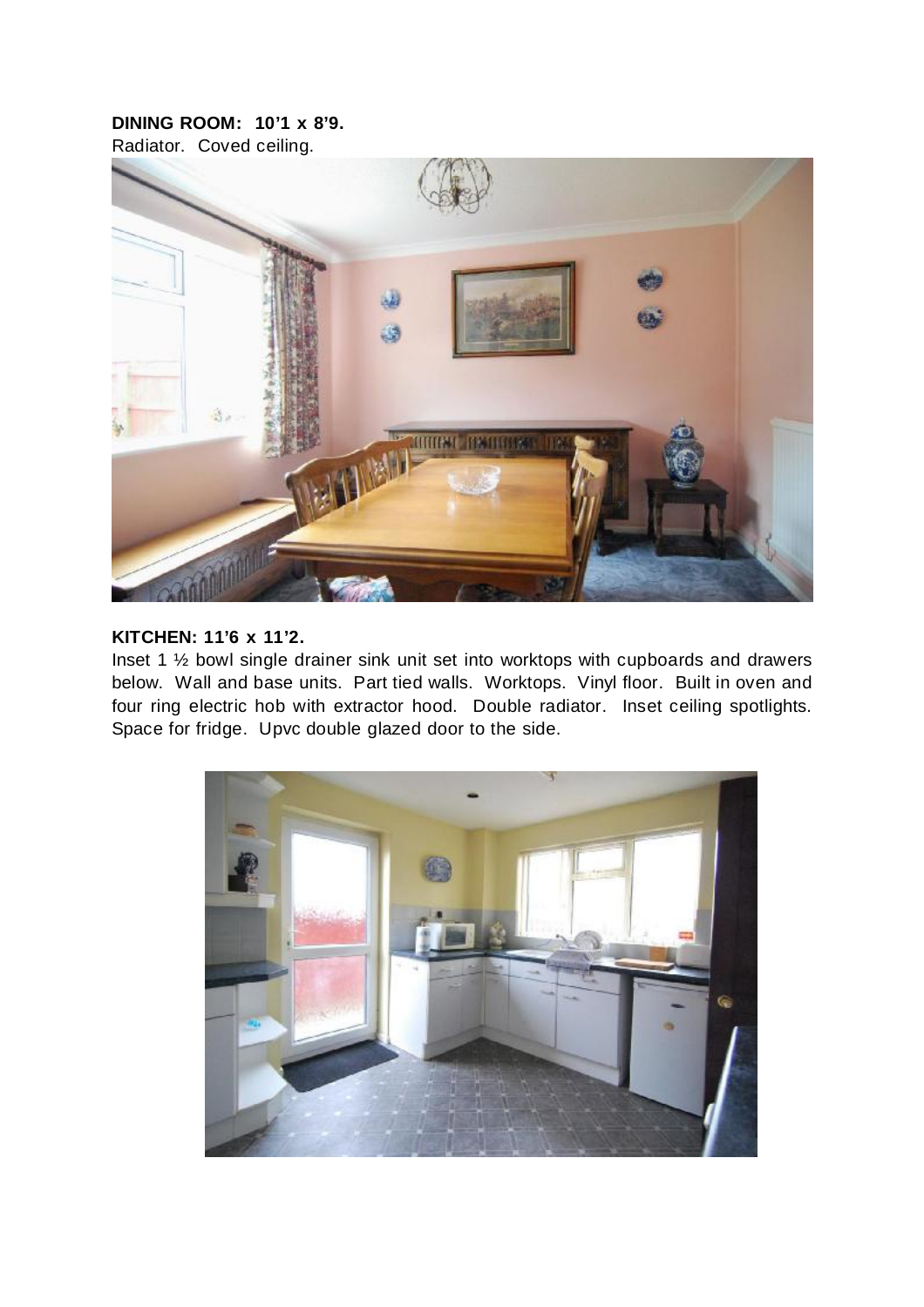**DINING ROOM: 10’1 x 8’9.**
Radiator. Coved ceiling.

**KITCHEN: 11’6 x 11’2.**
Inset 1 ½ bowl single drainer sink unit set into worktops with cupboards and drawers below. Wall and base units. Part tied walls. Worktops. Vinyl floor. Built in oven and four ring electric hob with extractor hood. Double radiator. Inset ceiling spotlights. Space for fridge. Upvc double glazed door to the side.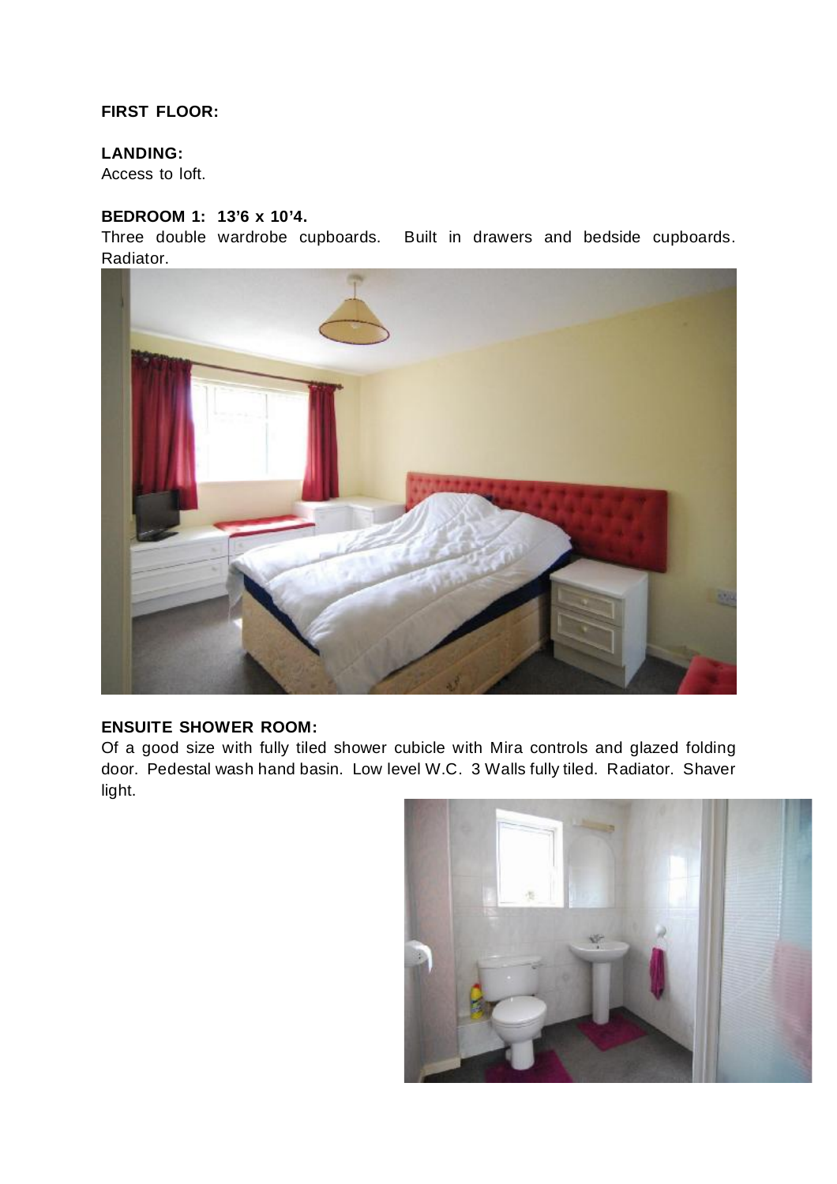**FIRST FLOOR:**

**LANDING:**
Access to loft.

**BEDROOM 1: 13'6 x 10'4.**
Three double wardrobe cupboards. Built in drawers and bedside cupboards. Radiator.

**ENSUITE SHOWER ROOM:**
Of a good size with fully tiled shower cubicle with Mira controls and glazed folding door. Pedestal wash hand basin. Low level W.C. 3 Walls fully tiled. Radiator. Shaver light.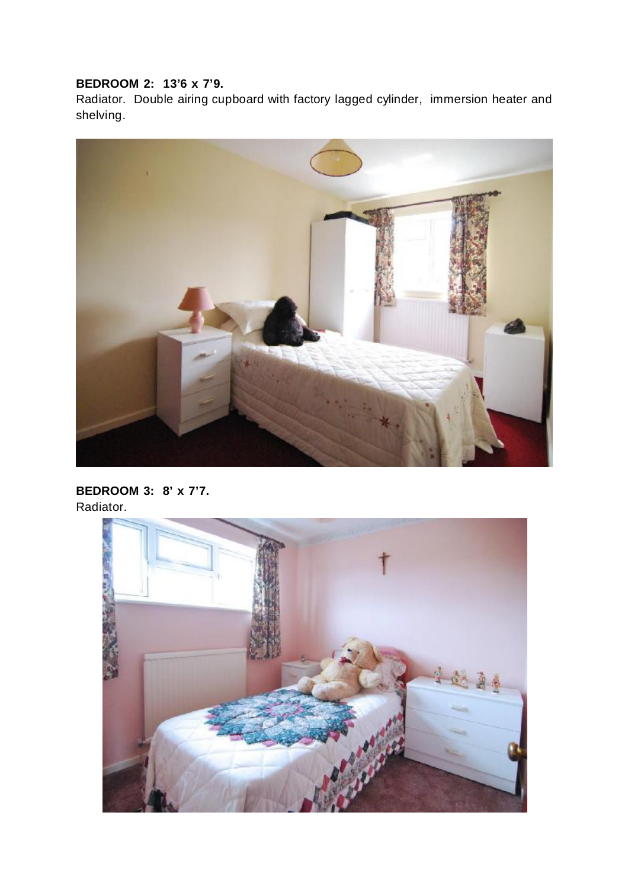**BEDROOM 2: 13'6 x 7'9.**
Radiator. Double airing cupboard with factory lagged cylinder, immersion heater and shelving.

**BEDROOM 3: 8' x 7'7.**
Radiator.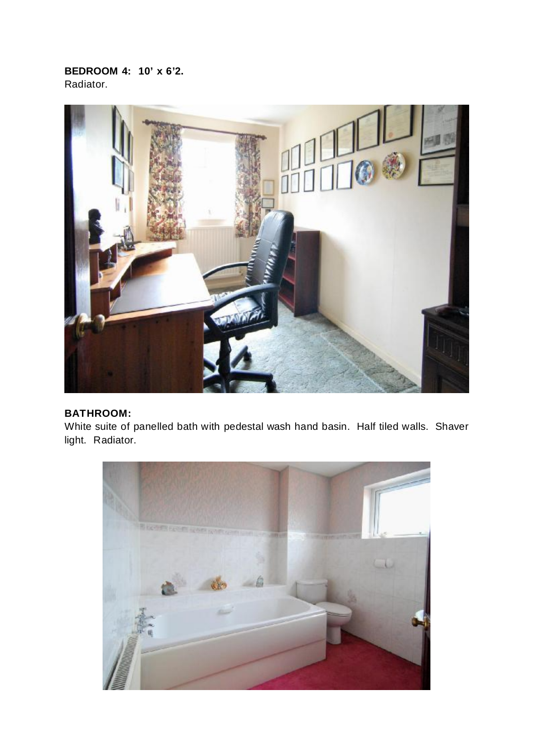**BEDROOM 4: 10' x 6'2.**
Radiator.

**BATHROOM:**
White suite of panelled bath with pedestal wash hand basin. Half tiled walls. Shaver light. Radiator.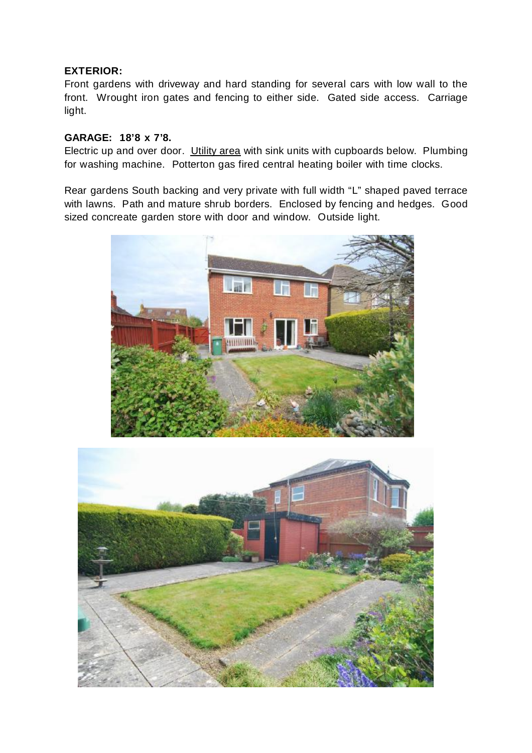**EXTERIOR:**
Front gardens with driveway and hard standing for several cars with low wall to the front. Wrought iron gates and fencing to either side. Gated side access. Carriage light.

**GARAGE: 18'8 x 7'8.**
Electric up and over door. Utility area with sink units with cupboards below. Plumbing for washing machine. Potterton gas fired central heating boiler with time clocks.

Rear gardens South backing and very private with full width "L" shaped paved terrace with lawns. Path and mature shrub borders. Enclosed by fencing and hedges. Good sized concreate garden store with door and window. Outside light.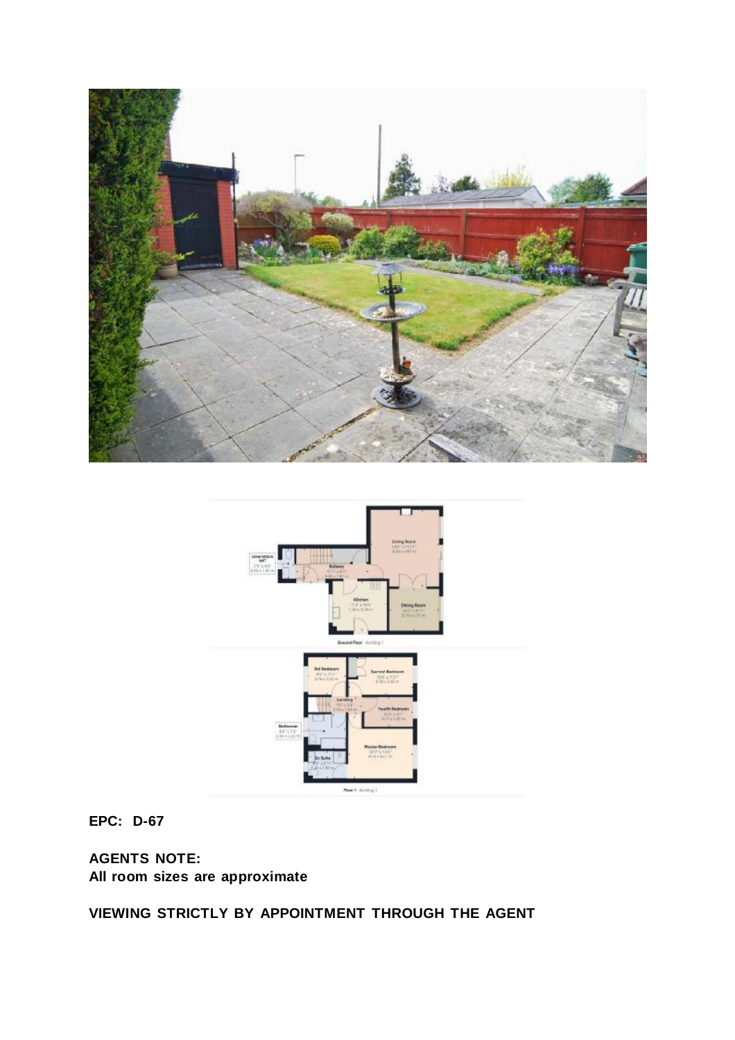**EPC: D-67**

**AGENTS NOTE:**
**All room sizes are approximate**

**VIEWING STRICTLY BY APPOINTMENT THROUGH THE AGENT**